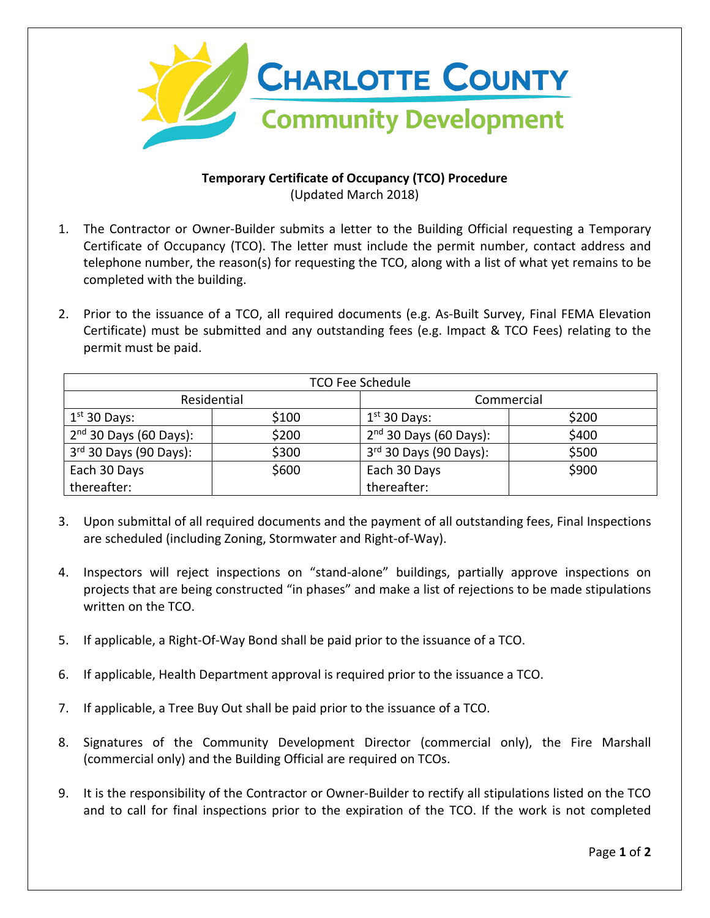# Charlotte County
## Community Development

**Temporary Certificate of Occupancy (TCO) Procedure**
(Updated March 2018)

1. The Contractor or Owner-Builder submits a letter to the Building Official requesting a Temporary Certificate of Occupancy (TCO). The letter must include the permit number, contact address and telephone number, the reason(s) for requesting the TCO, along with a list of what yet remains to be completed with the building.

2. Prior to the issuance of a TCO, all required documents (e.g. As-Built Survey, Final FEMA Elevation Certificate) must be submitted and any outstanding fees (e.g. Impact & TCO Fees) relating to the permit must be paid.

| TCO Fee Schedule | | | |
|---|---|---|---|
| Residential | | Commercial | |
| 1st 30 Days: | $100 | 1st 30 Days: | $200 |
| 2nd 30 Days (60 Days): | $200 | 2nd 30 Days (60 Days): | $400 |
| 3rd 30 Days (90 Days): | $300 | 3rd 30 Days (90 Days): | $500 |
| Each 30 Days thereafter: | $600 | Each 30 Days thereafter: | $900 |

3. Upon submittal of all required documents and the payment of all outstanding fees, Final Inspections are scheduled (including Zoning, Stormwater and Right-of-Way).

4. Inspectors will reject inspections on "stand-alone" buildings, partially approve inspections on projects that are being constructed "in phases" and make a list of rejections to be made stipulations written on the TCO.

5. If applicable, a Right-Of-Way Bond shall be paid prior to the issuance of a TCO.

6. If applicable, Health Department approval is required prior to the issuance a TCO.

7. If applicable, a Tree Buy Out shall be paid prior to the issuance of a TCO.

8. Signatures of the Community Development Director (commercial only), the Fire Marshall (commercial only) and the Building Official are required on TCOs.

9. It is the responsibility of the Contractor or Owner-Builder to rectify all stipulations listed on the TCO and to call for final inspections prior to the expiration of the TCO. If the work is not completed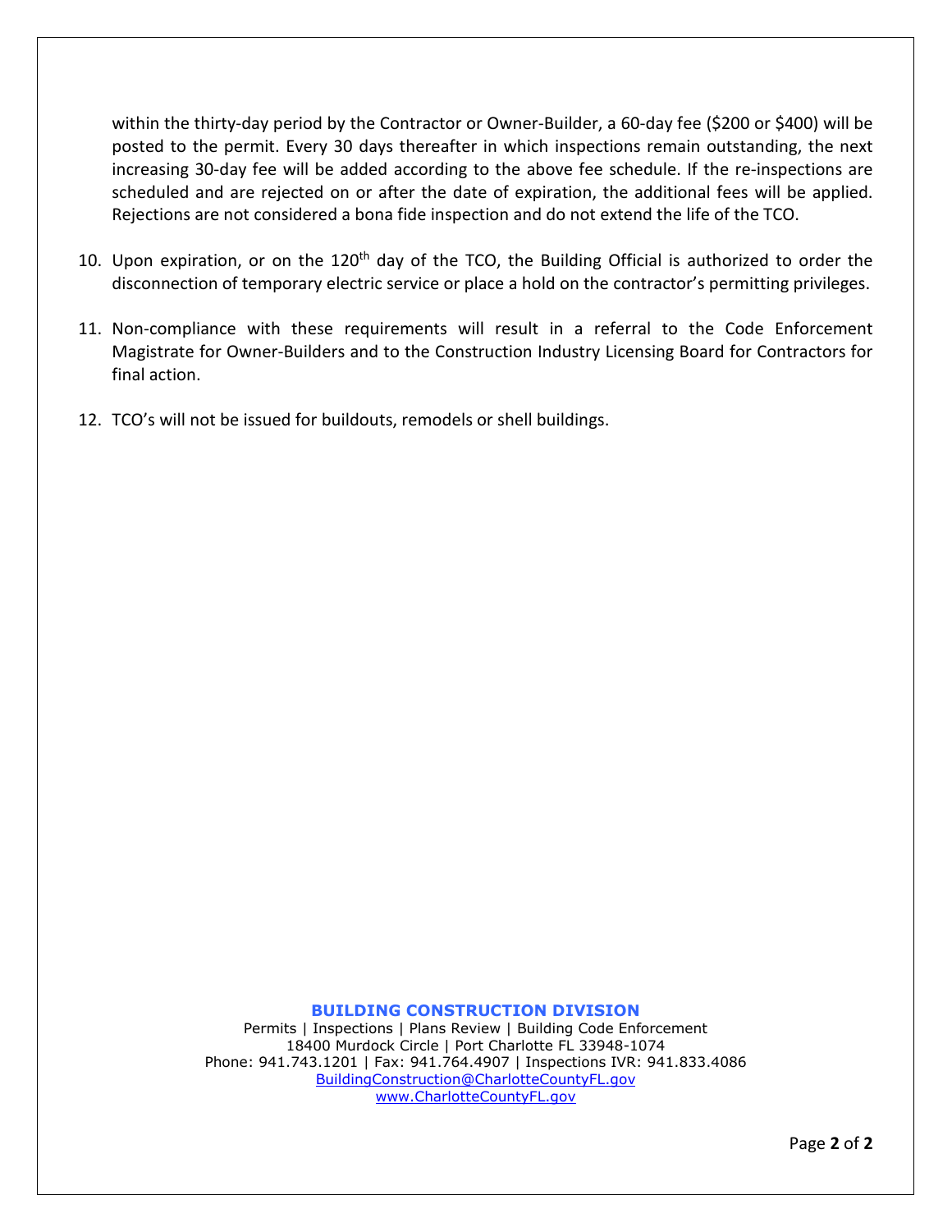within the thirty-day period by the Contractor or Owner-Builder, a 60-day fee ($200 or $400) will be posted to the permit. Every 30 days thereafter in which inspections remain outstanding, the next increasing 30-day fee will be added according to the above fee schedule. If the re-inspections are scheduled and are rejected on or after the date of expiration, the additional fees will be applied. Rejections are not considered a bona fide inspection and do not extend the life of the TCO.

10. Upon expiration, or on the 120th day of the TCO, the Building Official is authorized to order the disconnection of temporary electric service or place a hold on the contractor's permitting privileges.

11. Non-compliance with these requirements will result in a referral to the Code Enforcement Magistrate for Owner-Builders and to the Construction Industry Licensing Board for Contractors for final action.

12. TCO's will not be issued for buildouts, remodels or shell buildings.

**BUILDING CONSTRUCTION DIVISION**

Permits | Inspections | Plans Review | Building Code Enforcement
18400 Murdock Circle | Port Charlotte FL 33948-1074
Phone: 941.743.1201 | Fax: 941.764.4907 | Inspections IVR: 941.833.4086
BuildingConstruction@CharlotteCountyFL.gov
www.CharlotteCountyFL.gov